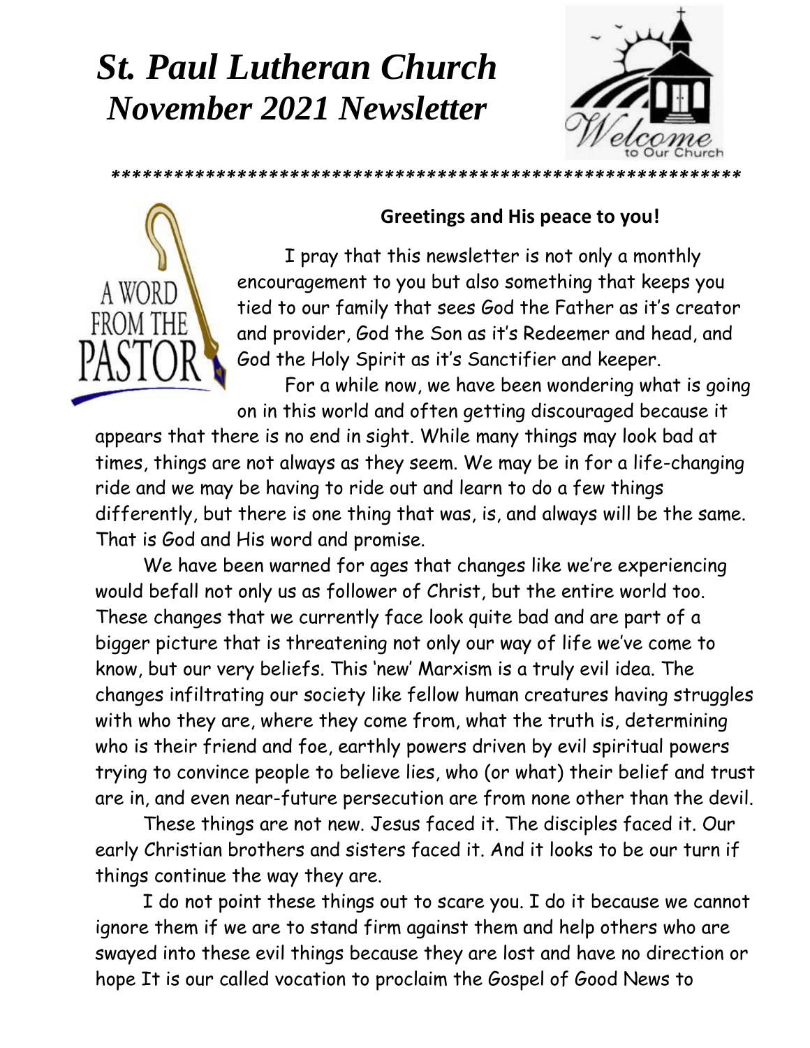# *St. Paul Lutheran Church*
# *November 2021 Newsletter*

*********************************************************

A WORD FROM THE PASTOR

**Greetings and His peace to you!**

I pray that this newsletter is not only a monthly encouragement to you but also something that keeps you tied to our family that sees God the Father as it's creator and provider, God the Son as it's Redeemer and head, and God the Holy Spirit as it's Sanctifier and keeper.

For a while now, we have been wondering what is going on in this world and often getting discouraged because it appears that there is no end in sight. While many things may look bad at times, things are not always as they seem. We may be in for a life-changing ride and we may be having to ride out and learn to do a few things differently, but there is one thing that was, is, and always will be the same. That is God and His word and promise.

We have been warned for ages that changes like we're experiencing would befall not only us as follower of Christ, but the entire world too. These changes that we currently face look quite bad and are part of a bigger picture that is threatening not only our way of life we've come to know, but our very beliefs. This 'new' Marxism is a truly evil idea. The changes infiltrating our society like fellow human creatures having struggles with who they are, where they come from, what the truth is, determining who is their friend and foe, earthly powers driven by evil spiritual powers trying to convince people to believe lies, who (or what) their belief and trust are in, and even near-future persecution are from none other than the devil.

These things are not new. Jesus faced it. The disciples faced it. Our early Christian brothers and sisters faced it. And it looks to be our turn if things continue the way they are.

I do not point these things out to scare you. I do it because we cannot ignore them if we are to stand firm against them and help others who are swayed into these evil things because they are lost and have no direction or hope It is our called vocation to proclaim the Gospel of Good News to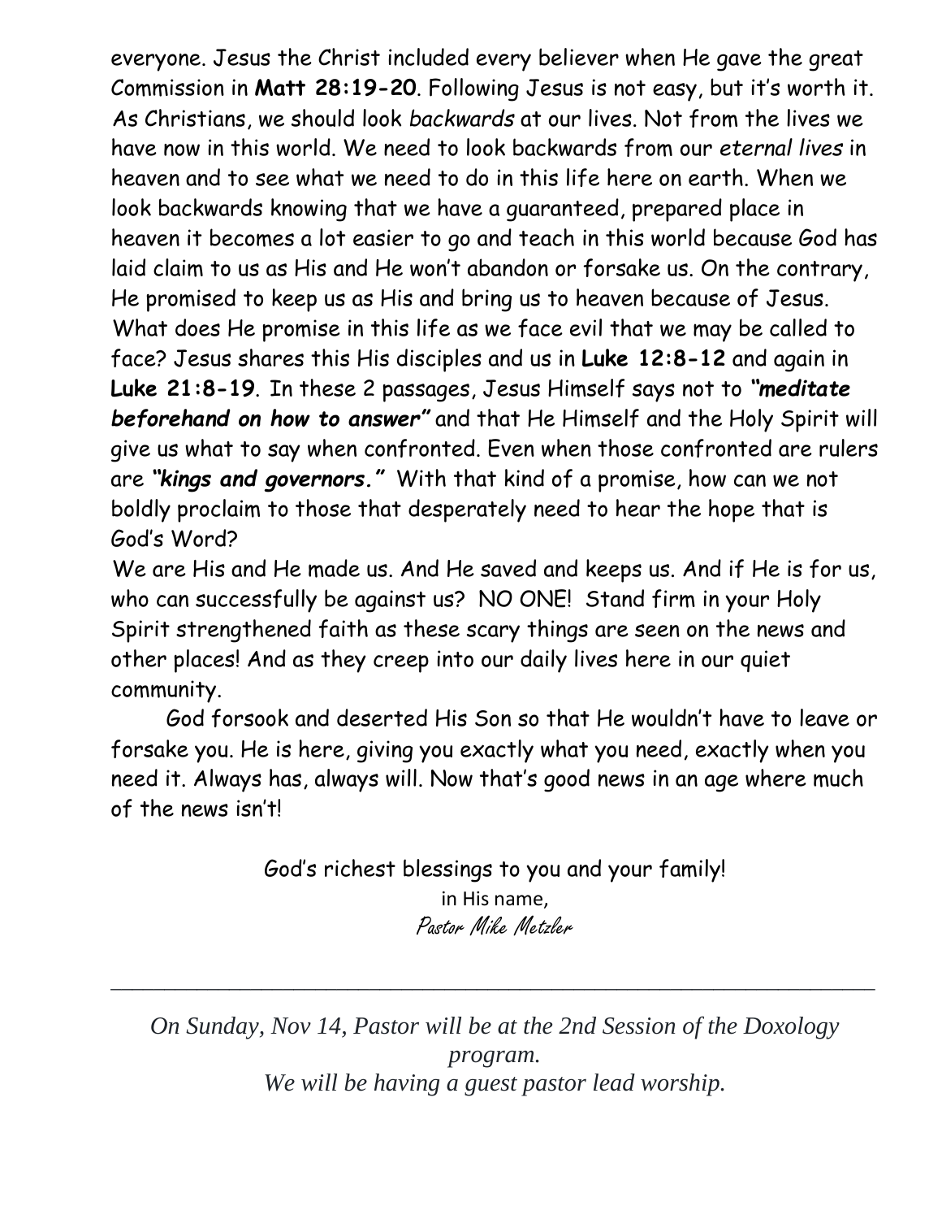everyone. Jesus the Christ included every believer when He gave the great Commission in **Matt 28:19-20**. Following Jesus is not easy, but it's worth it. As Christians, we should look *backwards* at our lives. Not from the lives we have now in this world. We need to look backwards from our *eternal lives* in heaven and to see what we need to do in this life here on earth. When we look backwards knowing that we have a guaranteed, prepared place in heaven it becomes a lot easier to go and teach in this world because God has laid claim to us as His and He won't abandon or forsake us. On the contrary, He promised to keep us as His and bring us to heaven because of Jesus. What does He promise in this life as we face evil that we may be called to face? Jesus shares this His disciples and us in **Luke 12:8-12** and again in **Luke 21:8-19**. In these 2 passages, Jesus Himself says not to ***"meditate beforehand on how to answer"*** and that He Himself and the Holy Spirit will give us what to say when confronted. Even when those confronted are rulers are ***"kings and governors."*** With that kind of a promise, how can we not boldly proclaim to those that desperately need to hear the hope that is God's Word?

We are His and He made us. And He saved and keeps us. And if He is for us, who can successfully be against us? NO ONE! Stand firm in your Holy Spirit strengthened faith as these scary things are seen on the news and other places! And as they creep into our daily lives here in our quiet community.

God forsook and deserted His Son so that He wouldn't have to leave or forsake you. He is here, giving you exactly what you need, exactly when you need it. Always has, always will. Now that's good news in an age where much of the news isn't!

God's richest blessings to you and your family!
in His name,
Pastor Mike Metzler

---

*On Sunday, Nov 14, Pastor will be at the 2nd Session of the Doxology program.*
*We will be having a guest pastor lead worship.*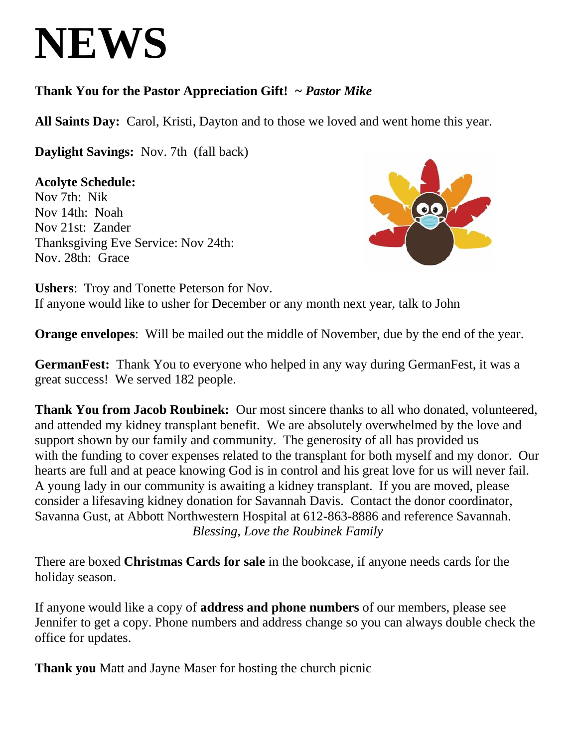# NEWS

**Thank You for the Pastor Appreciation Gift! ~** ***Pastor Mike***

**All Saints Day:** Carol, Kristi, Dayton and to those we loved and went home this year.

**Daylight Savings:** Nov. 7th (fall back)

**Acolyte Schedule:**
Nov 7th: Nik
Nov 14th: Noah
Nov 21st: Zander
Thanksgiving Eve Service: Nov 24th:
Nov. 28th: Grace

**Ushers**: Troy and Tonette Peterson for Nov.
If anyone would like to usher for December or any month next year, talk to John

**Orange envelopes**: Will be mailed out the middle of November, due by the end of the year.

**GermanFest:** Thank You to everyone who helped in any way during GermanFest, it was a great success! We served 182 people.

**Thank You from Jacob Roubinek:** Our most sincere thanks to all who donated, volunteered, and attended my kidney transplant benefit. We are absolutely overwhelmed by the love and support shown by our family and community. The generosity of all has provided us with the funding to cover expenses related to the transplant for both myself and my donor. Our hearts are full and at peace knowing God is in control and his great love for us will never fail. A young lady in our community is awaiting a kidney transplant. If you are moved, please consider a lifesaving kidney donation for Savannah Davis. Contact the donor coordinator, Savanna Gust, at Abbott Northwestern Hospital at 612-863-8886 and reference Savannah.
*Blessing, Love the Roubinek Family*

There are boxed **Christmas Cards for sale** in the bookcase, if anyone needs cards for the holiday season.

If anyone would like a copy of **address and phone numbers** of our members, please see Jennifer to get a copy. Phone numbers and address change so you can always double check the office for updates.

**Thank you** Matt and Jayne Maser for hosting the church picnic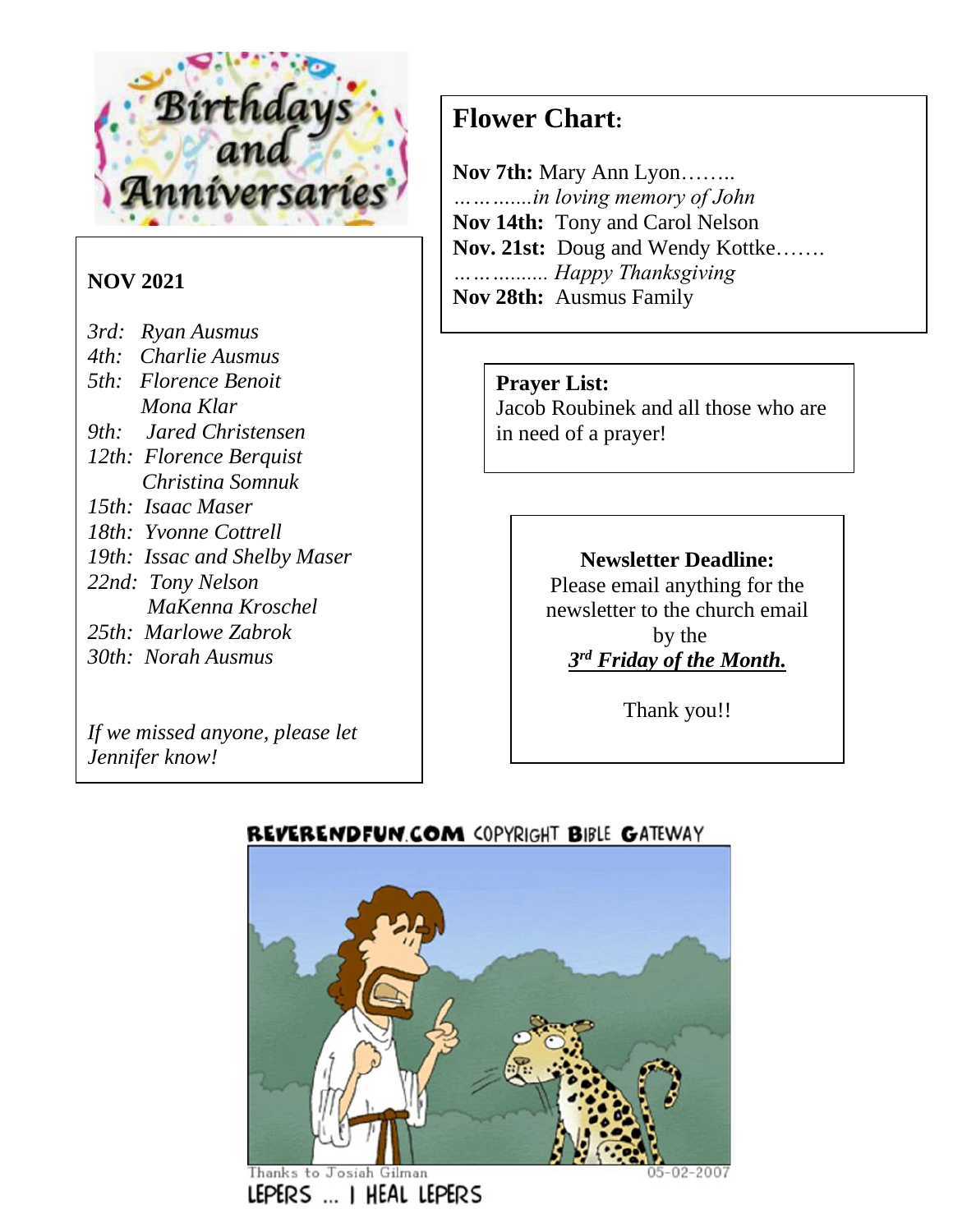## Birthdays and Anniversaries

**NOV 2021**

*3rd: Ryan Ausmus*
*4th: Charlie Ausmus*
*5th: Florence Benoit*
*Mona Klar*
*9th: Jared Christensen*
*12th: Florence Berquist*
*Christina Somnuk*
*15th: Isaac Maser*
*18th: Yvonne Cottrell*
*19th: Issac and Shelby Maser*
*22nd: Tony Nelson*
*MaKenna Kroschel*
*25th: Marlowe Zabrok*
*30th: Norah Ausmus*

*If we missed anyone, please let Jennifer know!*

## Flower Chart:

**Nov 7th:** Mary Ann Lyon……..
*…………..in loving memory of John*
**Nov 14th:** Tony and Carol Nelson
**Nov. 21st:** Doug and Wendy Kottke…….
*……………. Happy Thanksgiving*
**Nov 28th:** Ausmus Family

**Prayer List:**
Jacob Roubinek and all those who are in need of a prayer!

**Newsletter Deadline:**
Please email anything for the newsletter to the church email by the
***3rd Friday of the Month.***

Thank you!!

REVERENDFUN.COM COPYRIGHT BIBLE GATEWAY

Thanks to Josiah Gilman 05-02-2007

LEPERS … I HEAL LEPERS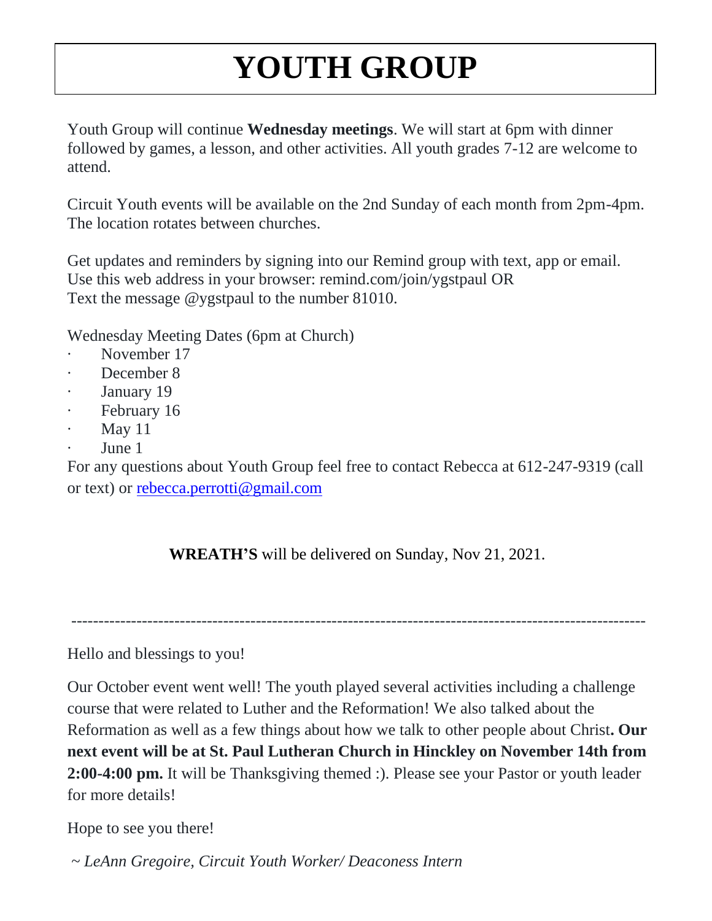# YOUTH GROUP

Youth Group will continue **Wednesday meetings**. We will start at 6pm with dinner followed by games, a lesson, and other activities. All youth grades 7-12 are welcome to attend.

Circuit Youth events will be available on the 2nd Sunday of each month from 2pm-4pm. The location rotates between churches.

Get updates and reminders by signing into our Remind group with text, app or email. Use this web address in your browser: remind.com/join/ygstpaul OR
Text the message @ygstpaul to the number 81010.

Wednesday Meeting Dates (6pm at Church)

- November 17
- December 8
- January 19
- February 16
- May 11
- June 1

For any questions about Youth Group feel free to contact Rebecca at 612-247-9319 (call or text) or rebecca.perrotti@gmail.com

**WREATH'S** will be delivered on Sunday, Nov 21, 2021.

---

Hello and blessings to you!

Our October event went well! The youth played several activities including a challenge course that were related to Luther and the Reformation! We also talked about the Reformation as well as a few things about how we talk to other people about Christ**. Our next event will be at St. Paul Lutheran Church in Hinckley on November 14th from 2:00-4:00 pm.** It will be Thanksgiving themed :). Please see your Pastor or youth leader for more details!

Hope to see you there!

*~ LeAnn Gregoire, Circuit Youth Worker/ Deaconess Intern*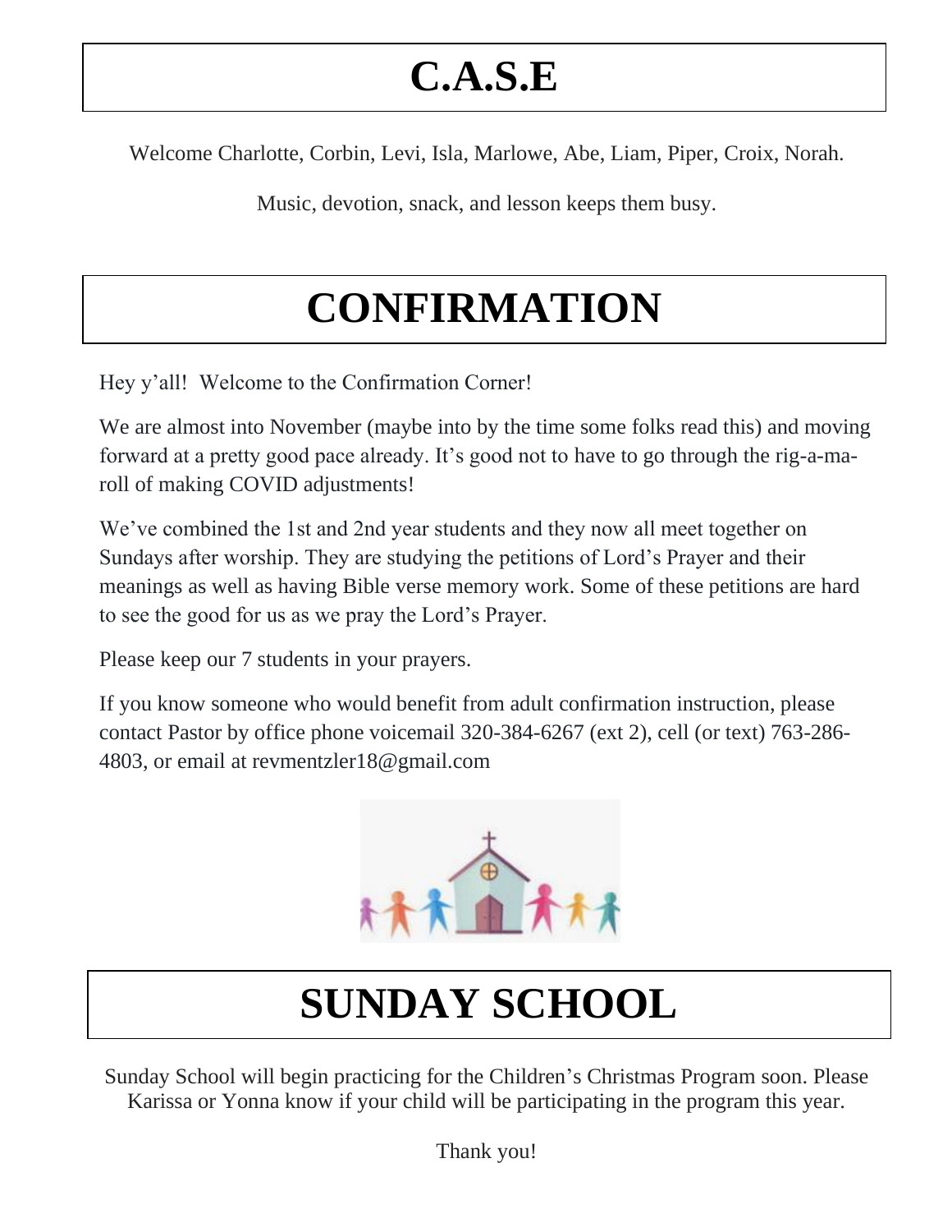# C.A.S.E

Welcome Charlotte, Corbin, Levi, Isla, Marlowe, Abe, Liam, Piper, Croix, Norah.

Music, devotion, snack, and lesson keeps them busy.

# CONFIRMATION

Hey y'all! Welcome to the Confirmation Corner!

We are almost into November (maybe into by the time some folks read this) and moving forward at a pretty good pace already. It's good not to have to go through the rig-a-ma-roll of making COVID adjustments!

We've combined the 1st and 2nd year students and they now all meet together on Sundays after worship. They are studying the petitions of Lord's Prayer and their meanings as well as having Bible verse memory work. Some of these petitions are hard to see the good for us as we pray the Lord's Prayer.

Please keep our 7 students in your prayers.

If you know someone who would benefit from adult confirmation instruction, please contact Pastor by office phone voicemail 320-384-6267 (ext 2), cell (or text) 763-286-4803, or email at revmentzler18@gmail.com

# SUNDAY SCHOOL

Sunday School will begin practicing for the Children's Christmas Program soon. Please Karissa or Yonna know if your child will be participating in the program this year.

Thank you!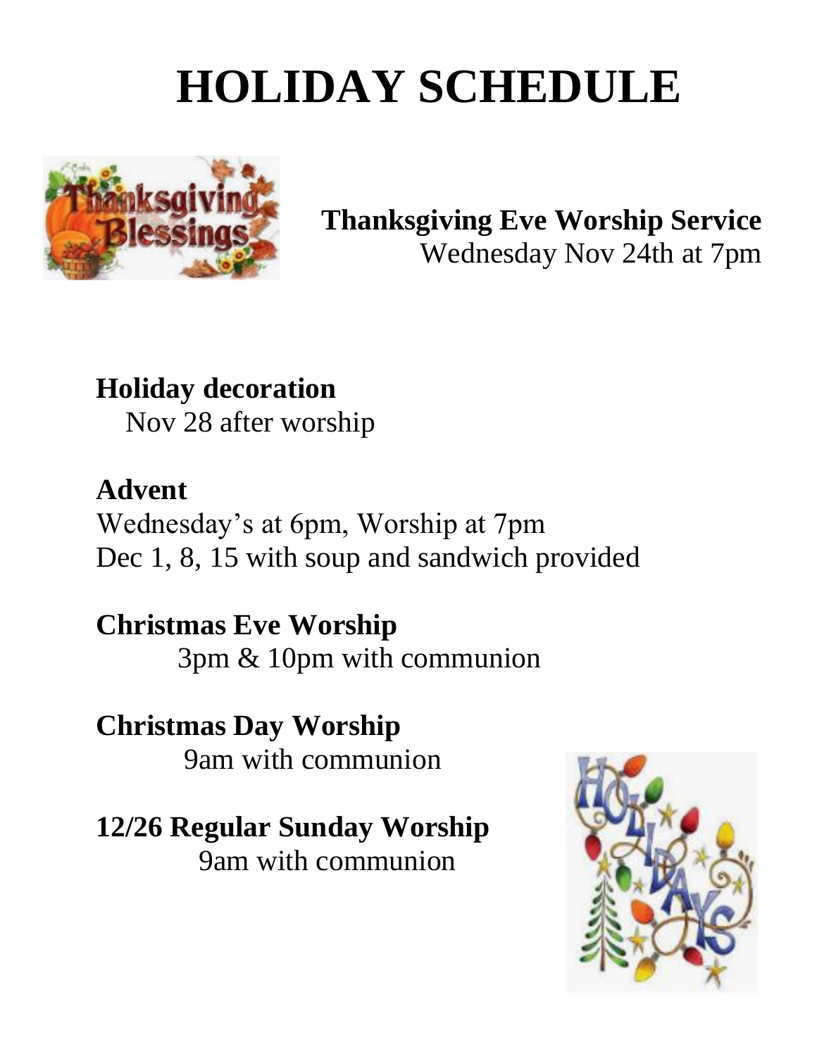# HOLIDAY SCHEDULE

**Thanksgiving Eve Worship Service**
Wednesday Nov 24th at 7pm

**Holiday decoration**
Nov 28 after worship

**Advent**
Wednesday's at 6pm, Worship at 7pm
Dec 1, 8, 15 with soup and sandwich provided

**Christmas Eve Worship**
3pm & 10pm with communion

**Christmas Day Worship**
9am with communion

**12/26 Regular Sunday Worship**
9am with communion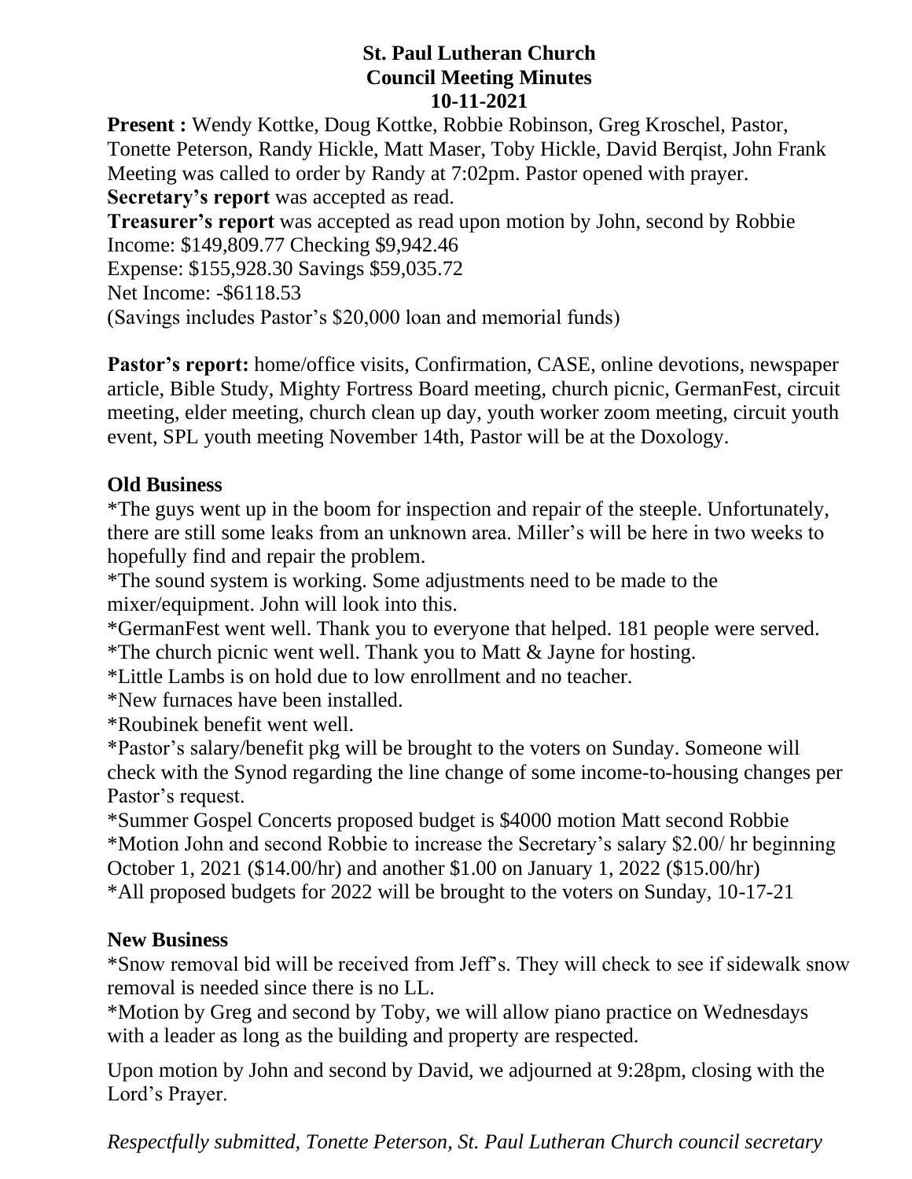**St. Paul Lutheran Church**
**Council Meeting Minutes**
**10-11-2021**

**Present :** Wendy Kottke, Doug Kottke, Robbie Robinson, Greg Kroschel, Pastor, Tonette Peterson, Randy Hickle, Matt Maser, Toby Hickle, David Berqist, John Frank
Meeting was called to order by Randy at 7:02pm. Pastor opened with prayer.
**Secretary's report** was accepted as read.
**Treasurer's report** was accepted as read upon motion by John, second by Robbie
Income: $149,809.77 Checking $9,942.46
Expense: $155,928.30 Savings $59,035.72
Net Income: -$6118.53
(Savings includes Pastor's $20,000 loan and memorial funds)

**Pastor's report:** home/office visits, Confirmation, CASE, online devotions, newspaper article, Bible Study, Mighty Fortress Board meeting, church picnic, GermanFest, circuit meeting, elder meeting, church clean up day, youth worker zoom meeting, circuit youth event, SPL youth meeting November 14th, Pastor will be at the Doxology.

**Old Business**

*The guys went up in the boom for inspection and repair of the steeple. Unfortunately, there are still some leaks from an unknown area. Miller's will be here in two weeks to hopefully find and repair the problem.
*The sound system is working. Some adjustments need to be made to the mixer/equipment. John will look into this.
*GermanFest went well. Thank you to everyone that helped. 181 people were served.
*The church picnic went well. Thank you to Matt & Jayne for hosting.
*Little Lambs is on hold due to low enrollment and no teacher.
*New furnaces have been installed.
*Roubinek benefit went well.
*Pastor's salary/benefit pkg will be brought to the voters on Sunday. Someone will check with the Synod regarding the line change of some income-to-housing changes per Pastor's request.
*Summer Gospel Concerts proposed budget is $4000 motion Matt second Robbie
*Motion John and second Robbie to increase the Secretary's salary $2.00/ hr beginning October 1, 2021 ($14.00/hr) and another $1.00 on January 1, 2022 ($15.00/hr)
*All proposed budgets for 2022 will be brought to the voters on Sunday, 10-17-21

**New Business**

*Snow removal bid will be received from Jeff's. They will check to see if sidewalk snow removal is needed since there is no LL.
*Motion by Greg and second by Toby, we will allow piano practice on Wednesdays with a leader as long as the building and property are respected.

Upon motion by John and second by David, we adjourned at 9:28pm, closing with the Lord's Prayer.

*Respectfully submitted, Tonette Peterson, St. Paul Lutheran Church council secretary*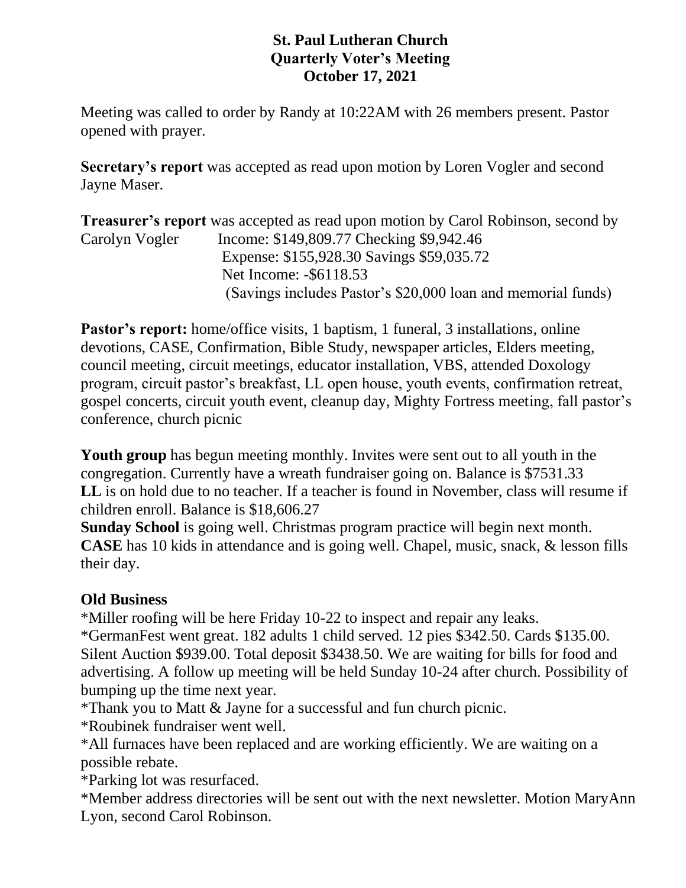**St. Paul Lutheran Church**
**Quarterly Voter's Meeting**
**October 17, 2021**

Meeting was called to order by Randy at 10:22AM with 26 members present. Pastor opened with prayer.

**Secretary's report** was accepted as read upon motion by Loren Vogler and second Jayne Maser.

**Treasurer's report** was accepted as read upon motion by Carol Robinson, second by Carolyn Vogler

Income: $149,809.77 Checking $9,942.46
Expense: $155,928.30 Savings $59,035.72
Net Income: -$6118.53
(Savings includes Pastor's $20,000 loan and memorial funds)

**Pastor's report:** home/office visits, 1 baptism, 1 funeral, 3 installations, online devotions, CASE, Confirmation, Bible Study, newspaper articles, Elders meeting, council meeting, circuit meetings, educator installation, VBS, attended Doxology program, circuit pastor's breakfast, LL open house, youth events, confirmation retreat, gospel concerts, circuit youth event, cleanup day, Mighty Fortress meeting, fall pastor's conference, church picnic

**Youth group** has begun meeting monthly. Invites were sent out to all youth in the congregation. Currently have a wreath fundraiser going on. Balance is $7531.33
**LL** is on hold due to no teacher. If a teacher is found in November, class will resume if children enroll. Balance is $18,606.27
**Sunday School** is going well. Christmas program practice will begin next month.
**CASE** has 10 kids in attendance and is going well. Chapel, music, snack, & lesson fills their day.

## Old Business

*Miller roofing will be here Friday 10-22 to inspect and repair any leaks.
*GermanFest went great. 182 adults 1 child served. 12 pies $342.50. Cards $135.00. Silent Auction $939.00. Total deposit $3438.50. We are waiting for bills for food and advertising. A follow up meeting will be held Sunday 10-24 after church. Possibility of bumping up the time next year.
*Thank you to Matt & Jayne for a successful and fun church picnic.
*Roubinek fundraiser went well.
*All furnaces have been replaced and are working efficiently. We are waiting on a possible rebate.
*Parking lot was resurfaced.
*Member address directories will be sent out with the next newsletter. Motion MaryAnn Lyon, second Carol Robinson.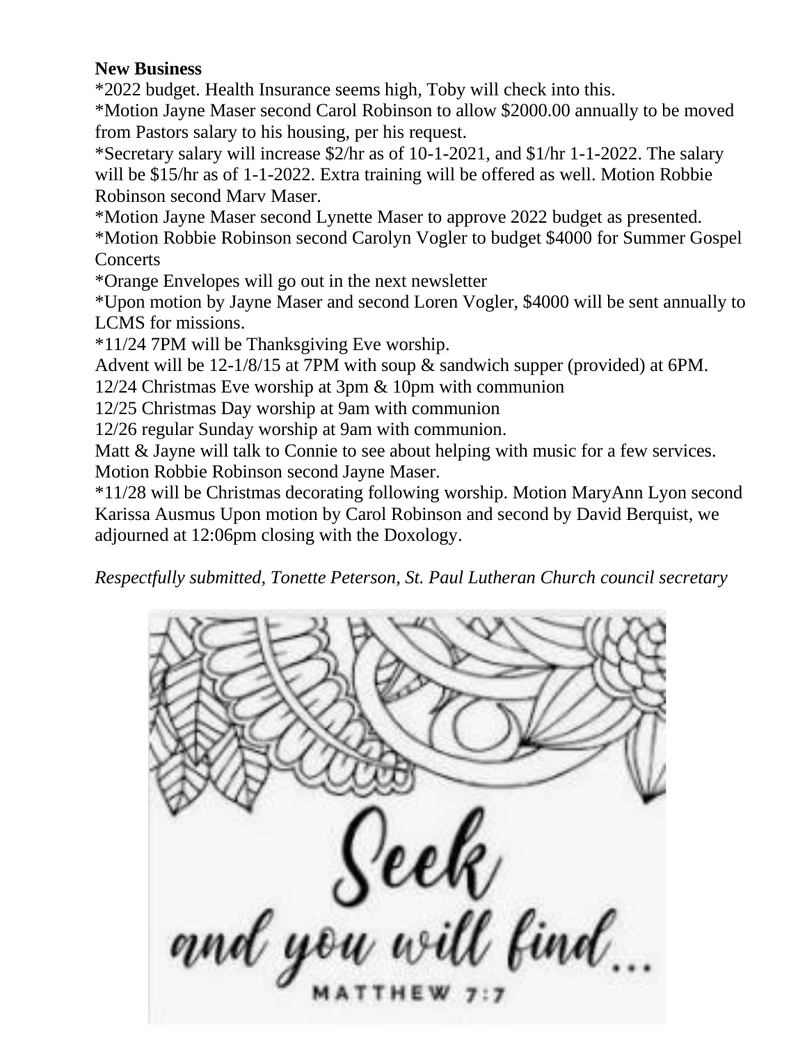**New Business**

*2022 budget. Health Insurance seems high, Toby will check into this.

*Motion Jayne Maser second Carol Robinson to allow $2000.00 annually to be moved from Pastors salary to his housing, per his request.

*Secretary salary will increase $2/hr as of 10-1-2021, and $1/hr 1-1-2022. The salary will be $15/hr as of 1-1-2022. Extra training will be offered as well. Motion Robbie Robinson second Marv Maser.

*Motion Jayne Maser second Lynette Maser to approve 2022 budget as presented.

*Motion Robbie Robinson second Carolyn Vogler to budget $4000 for Summer Gospel Concerts

*Orange Envelopes will go out in the next newsletter

*Upon motion by Jayne Maser and second Loren Vogler, $4000 will be sent annually to LCMS for missions.

*11/24 7PM will be Thanksgiving Eve worship.

Advent will be 12-1/8/15 at 7PM with soup & sandwich supper (provided) at 6PM.

12/24 Christmas Eve worship at 3pm & 10pm with communion

12/25 Christmas Day worship at 9am with communion

12/26 regular Sunday worship at 9am with communion.

Matt & Jayne will talk to Connie to see about helping with music for a few services. Motion Robbie Robinson second Jayne Maser.

*11/28 will be Christmas decorating following worship. Motion MaryAnn Lyon second Karissa Ausmus Upon motion by Carol Robinson and second by David Berquist, we adjourned at 12:06pm closing with the Doxology.

*Respectfully submitted, Tonette Peterson, St. Paul Lutheran Church council secretary*

Seek and you will find...

MATTHEW 7:7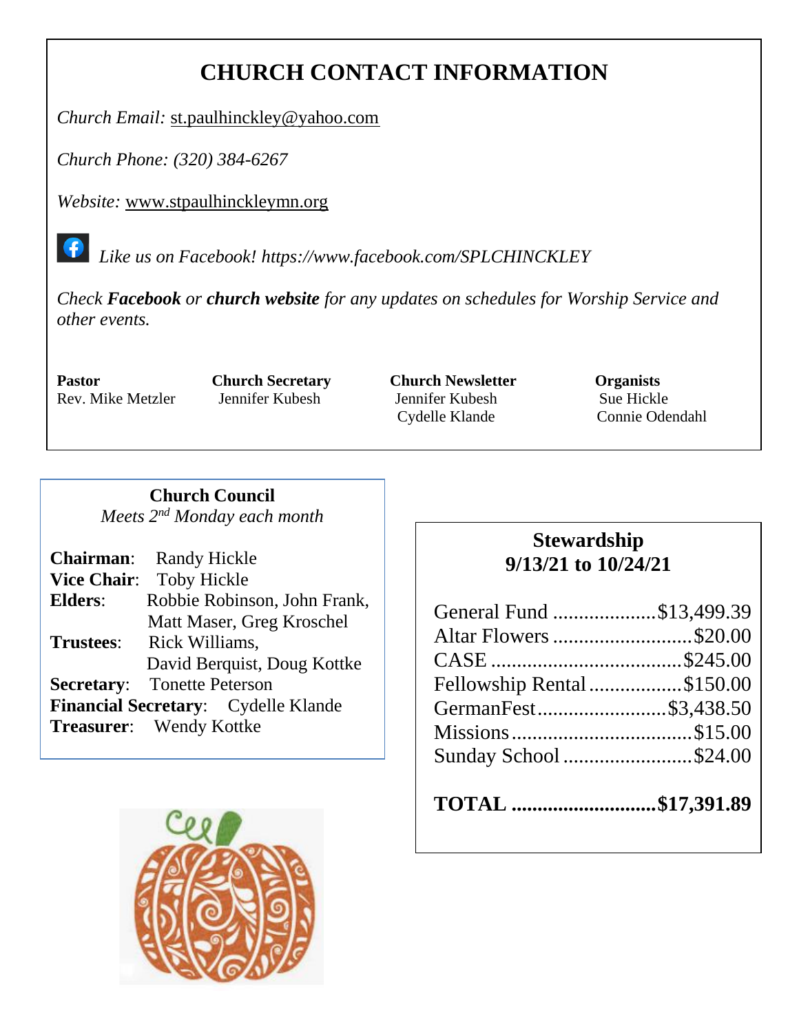# CHURCH CONTACT INFORMATION

*Church Email:* st.paulhinckley@yahoo.com

*Church Phone: (320) 384-6267*

*Website:* www.stpaulhinckleymn.org

*Like us on Facebook! https://www.facebook.com/SPLCHINCKLEY*

*Check **Facebook** or **church website** for any updates on schedules for Worship Service and other events.*

| Pastor | Church Secretary | Church Newsletter | Organists |
|---|---|---|---|
| Rev. Mike Metzler | Jennifer Kubesh | Jennifer Kubesh | Sue Hickle |
| | | Cydelle Klande | Connie Odendahl |

## Church Council

*Meets 2nd Monday each month*

**Chairman**: Randy Hickle
**Vice Chair**: Toby Hickle
**Elders**: Robbie Robinson, John Frank, Matt Maser, Greg Kroschel
**Trustees**: Rick Williams, David Berquist, Doug Kottke
**Secretary**: Tonette Peterson
**Financial Secretary**: Cydelle Klande
**Treasurer**: Wendy Kottke

## Stewardship
## 9/13/21 to 10/24/21

| | |
|---|---|
| General Fund | $13,499.39 |
| Altar Flowers | $20.00 |
| CASE | $245.00 |
| Fellowship Rental | $150.00 |
| GermanFest | $3,438.50 |
| Missions | $15.00 |
| Sunday School | $24.00 |
| **TOTAL** | **$17,391.89** |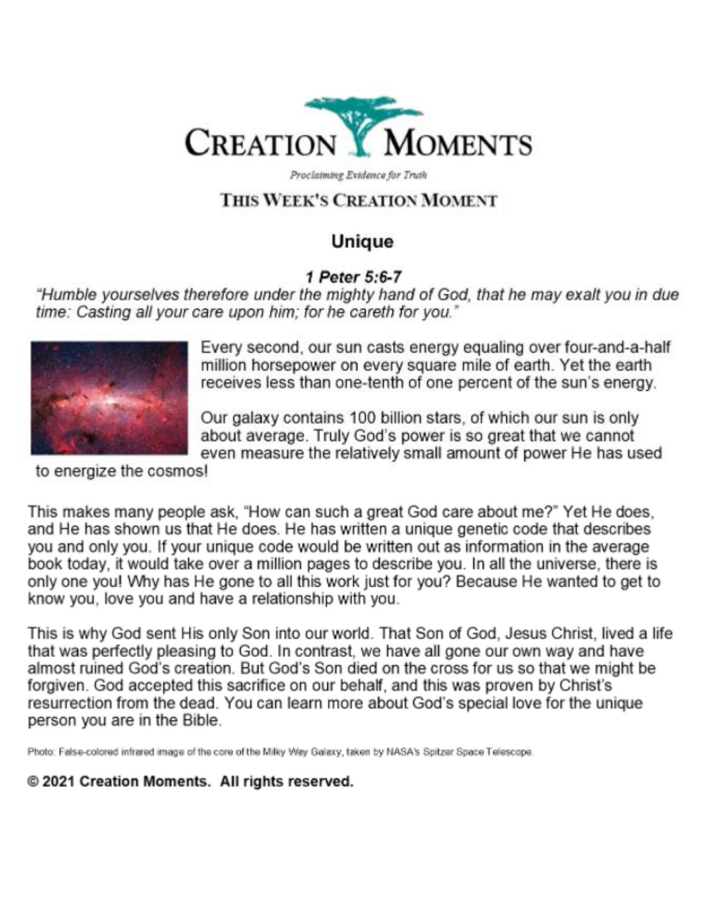# CREATION MOMENTS

*Proclaiming Evidence for Truth*

## THIS WEEK'S CREATION MOMENT

### Unique

***1 Peter 5:6-7***

*"Humble yourselves therefore under the mighty hand of God, that he may exalt you in due time: Casting all your care upon him; for he careth for you."*

Every second, our sun casts energy equaling over four-and-a-half million horsepower on every square mile of earth. Yet the earth receives less than one-tenth of one percent of the sun's energy.

Our galaxy contains 100 billion stars, of which our sun is only about average. Truly God's power is so great that we cannot even measure the relatively small amount of power He has used to energize the cosmos!

This makes many people ask, "How can such a great God care about me?" Yet He does, and He has shown us that He does. He has written a unique genetic code that describes you and only you. If your unique code would be written out as information in the average book today, it would take over a million pages to describe you. In all the universe, there is only one you! Why has He gone to all this work just for you? Because He wanted to get to know you, love you and have a relationship with you.

This is why God sent His only Son into our world. That Son of God, Jesus Christ, lived a life that was perfectly pleasing to God. In contrast, we have all gone our own way and have almost ruined God's creation. But God's Son died on the cross for us so that we might be forgiven. God accepted this sacrifice on our behalf, and this was proven by Christ's resurrection from the dead. You can learn more about God's special love for the unique person you are in the Bible.

Photo: False-colored infrared image of the core of the Milky Way Galaxy, taken by NASA's Spitzer Space Telescope.

**© 2021 Creation Moments. All rights reserved.**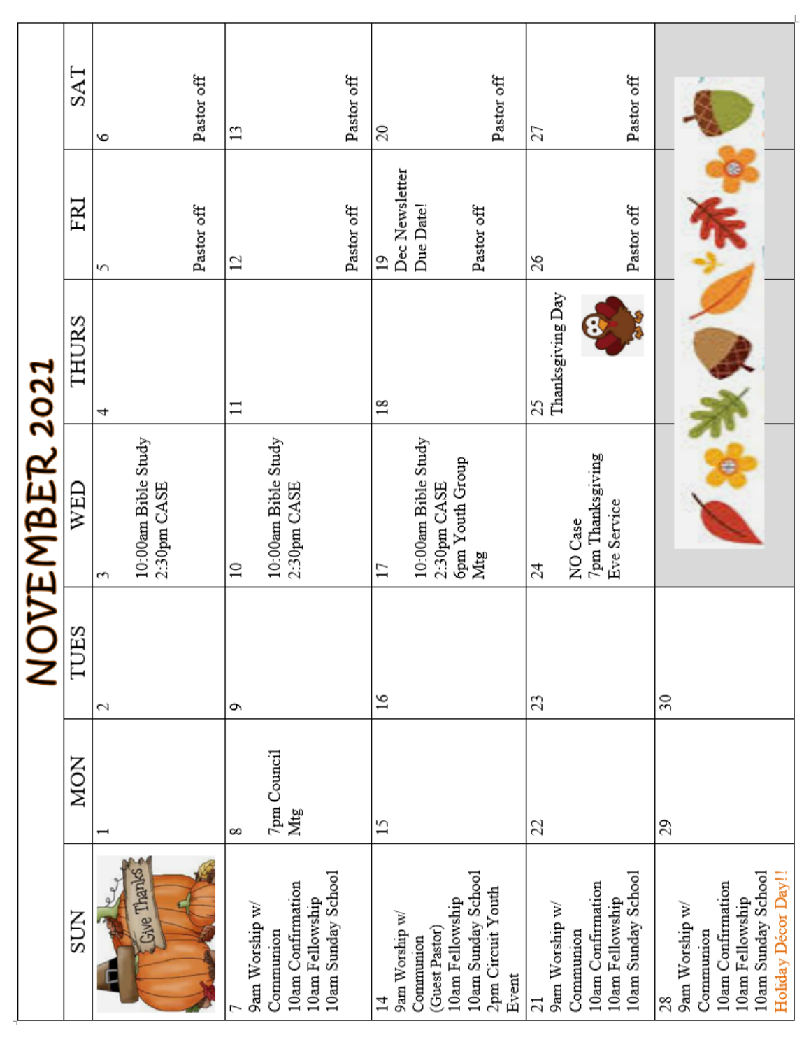# NOVEMBER 2021

| SUN | MON | TUES | WED | THURS | FRI | SAT |
|---|---|---|---|---|---|---|
| | 1 | 2 | 3<br><br>10:00am Bible Study<br>2:30pm CASE | 4 | 5<br><br>Pastor off | 6<br><br>Pastor off |
| 7<br>9am Worship w/ Communion<br>10am Confirmation<br>10am Fellowship<br>10am Sunday School | 8<br><br>7pm Council Mtg | 9 | 10<br><br>10:00am Bible Study<br>2:30pm CASE | 11 | 12<br><br>Pastor off | 13<br><br>Pastor off |
| 14<br>9am Worship w/ Communion (Guest Pastor)<br>10am Fellowship<br>10am Sunday School<br>2pm Circuit Youth Event | 15 | 16 | 17<br><br>10:00am Bible Study<br>2:30pm CASE<br>6pm Youth Group Mtg | 18 | 19<br>Dec Newsletter Due Date!<br><br>Pastor off | 20<br><br>Pastor off |
| 21<br>9am Worship w/ Communion<br>10am Confirmation<br>10am Fellowship<br>10am Sunday School | 22 | 23 | 24<br><br>NO Case<br>7pm Thanksgiving Eve Service | 25<br>Thanksgiving Day | 26<br><br>Pastor off | 27<br><br>Pastor off |
| 28<br>9am Worship w/ Communion<br>10am Confirmation<br>10am Fellowship<br>10am Sunday School<br>Holiday Décor Day!! | 29 | 30 | | | | |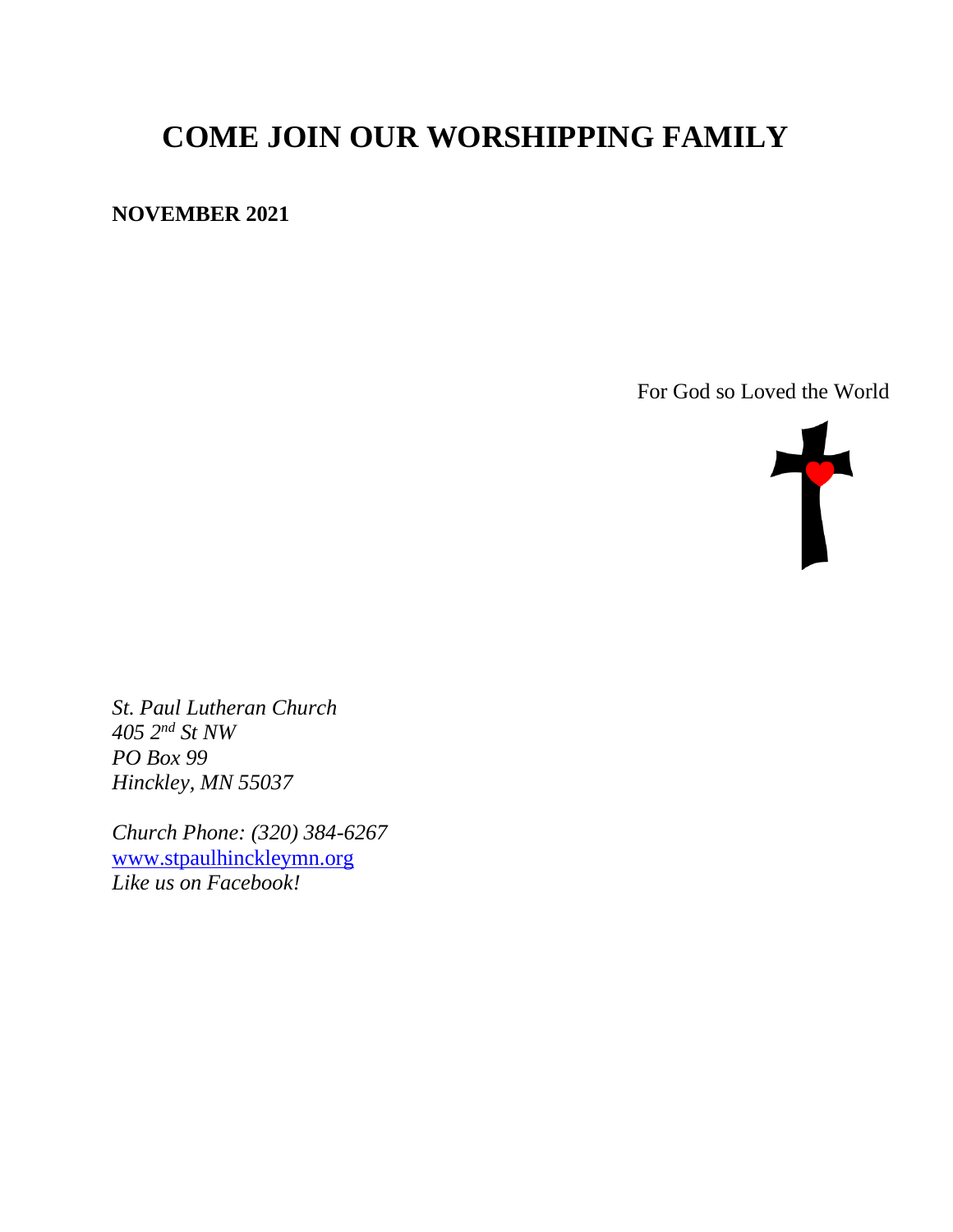# COME JOIN OUR WORSHIPPING FAMILY

**NOVEMBER 2021**

For God so Loved the World

*St. Paul Lutheran Church*
*405 2nd St NW*
*PO Box 99*
*Hinckley, MN 55037*

*Church Phone: (320) 384-6267*
[www.stpaulhinckleymn.org](http://www.stpaulhinckleymn.org)
*Like us on Facebook!*